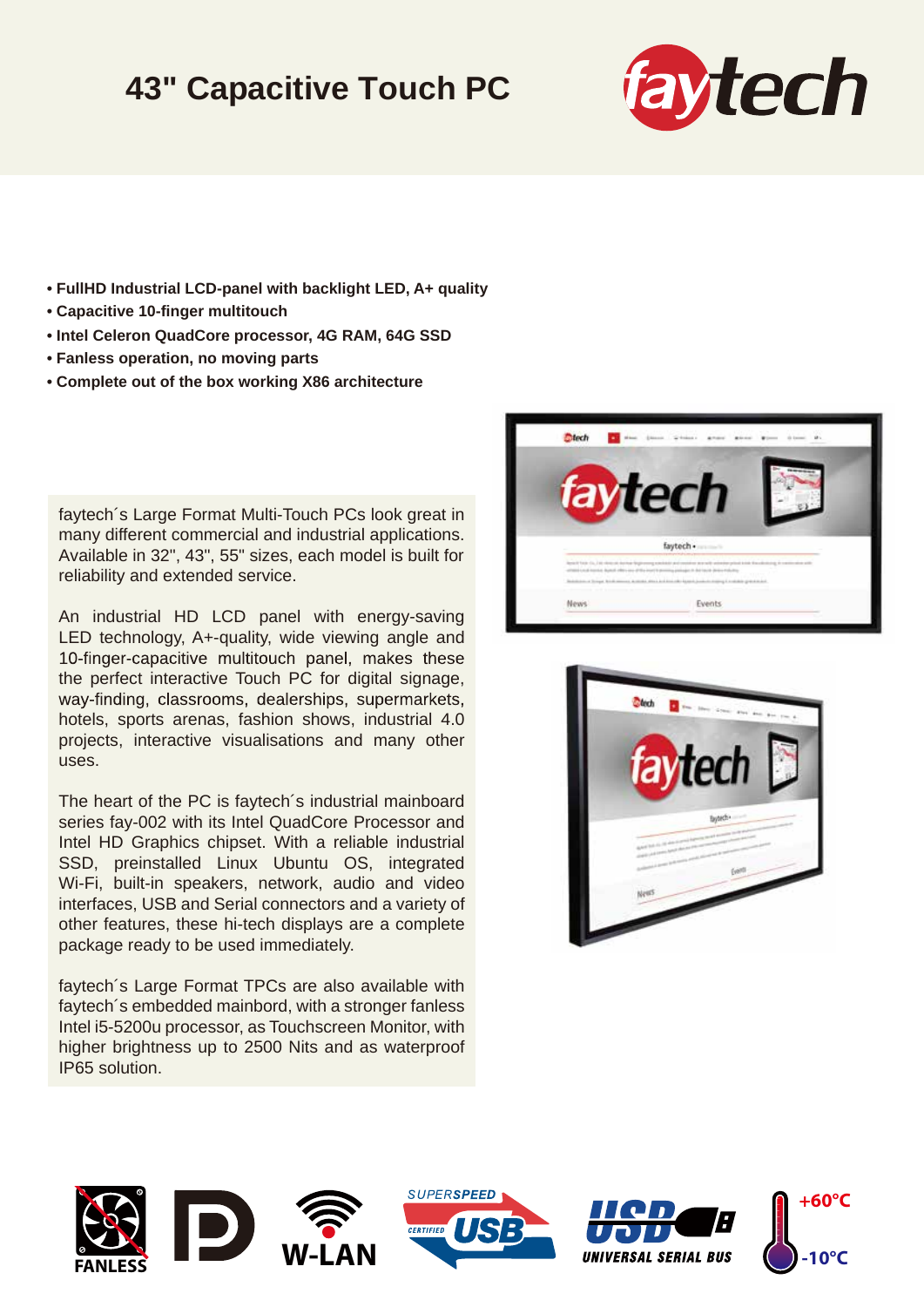# 43" Capacitive Touch PC

- FullHD Industrial LCD-panel with backlight LED, A+ quality
- Capacitive 10-finger multitouch
- Intel Celeron QuadCore processor, 4G RAM, 64G SSD
- Fanless operation, no moving parts
- Complete out of the box working X86 architecture

faytech´s Large Format Multi-Touch PCs look great in many different commercial and industrial applications. Available in 32", 43", 55" sizes, each model is built for reliability and extended service.

An industrial HD LCD panel with energy-saving LED technology, A+-quality, wide viewing angle and 10-finger-capacitive multitouch panel, makes these the perfect interactive Touch PC for digital signage, way-finding, classrooms, dealerships, supermarkets, hotels, sports arenas, fashion shows, industrial 4.0 projects, interactive visualisations and many other uses.

The heart of the PC is faytech´s industrial mainboard series fay-002 with its Intel QuadCore Processor and Intel HD Graphics chipset. With a reliable industrial SSD, preinstalled Linux Ubuntu OS, integrated Wi-Fi, built-in speakers, network, audio and video interfaces, USB and Serial connectors and a variety of other features, these hi-tech displays are a complete package ready to be used immediately.

faytech´s Large Format TPCs are also available with faytech´s embedded mainbord, with a stronger fanless Intel i5-5200u processor, as Touchscreen Monitor, with higher brightness up to 2500 Nits and as waterproof IP65 solution.

FANLESS | W-LAN | SUPERSPEED USB CERTIFIED | USB UNIVERSAL SERIAL BUS | +60°C -10°C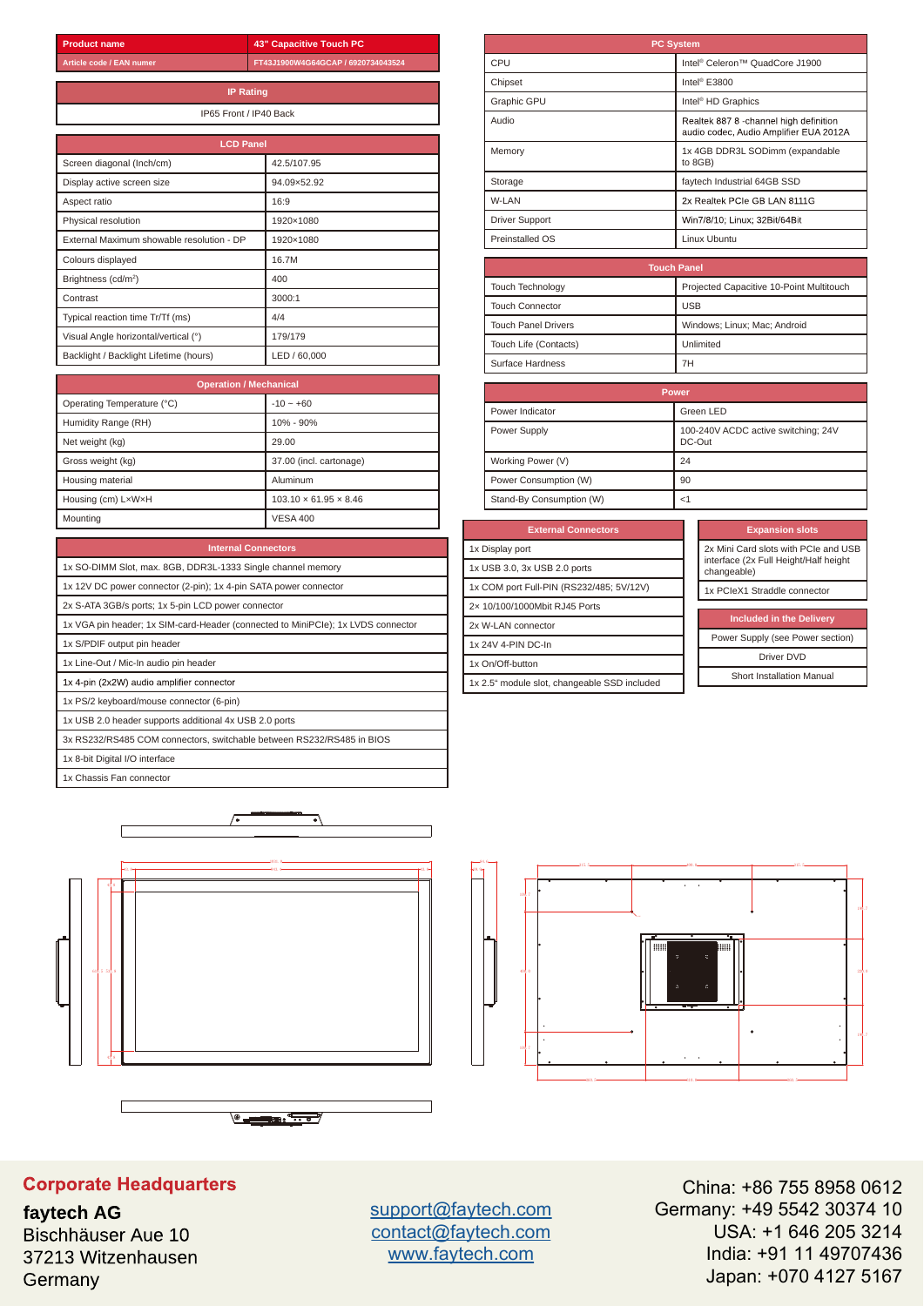| Product name | 43" Capacitive Touch PC |
|---|---|
| Article code / EAN numer | FT43J1900W4G64GCAP / 6920734043524 |

| IP Rating |
|---|
| IP65 Front / IP40 Back |

| LCD Panel | |
|---|---|
| Screen diagonal (Inch/cm) | 42.5/107.95 |
| Display active screen size | 94.09×52.92 |
| Aspect ratio | 16:9 |
| Physical resolution | 1920×1080 |
| External Maximum showable resolution - DP | 1920×1080 |
| Colours displayed | 16.7M |
| Brightness (cd/m²) | 400 |
| Contrast | 3000:1 |
| Typical reaction time Tr/Tf (ms) | 4/4 |
| Visual Angle horizontal/vertical (°) | 179/179 |
| Backlight / Backlight Lifetime (hours) | LED / 60,000 |

| Operation / Mechanical | |
|---|---|
| Operating Temperature (°C) | -10 ~ +60 |
| Humidity Range (RH) | 10% - 90% |
| Net weight (kg) | 29.00 |
| Gross weight (kg) | 37.00 (incl. cartonage) |
| Housing material | Aluminum |
| Housing (cm) L×W×H | 103.10 × 61.95 × 8.46 |
| Mounting | VESA 400 |

| Internal Connectors |
|---|
| 1x SO-DIMM Slot, max. 8GB, DDR3L-1333 Single channel memory |
| 1x 12V DC power connector (2-pin); 1x 4-pin SATA power connector |
| 2x S-ATA 3GB/s ports; 1x 5-pin LCD power connector |
| 1x VGA pin header; 1x SIM-card-Header (connected to MiniPCIe); 1x LVDS connector |
| 1x S/PDIF output pin header |
| 1x Line-Out / Mic-In audio pin header |
| 1x 4-pin (2x2W) audio amplifier connector |
| 1x PS/2 keyboard/mouse connector (6-pin) |
| 1x USB 2.0 header supports additional 4x USB 2.0 ports |
| 3x RS232/RS485 COM connectors, switchable between RS232/RS485 in BIOS |
| 1x 8-bit Digital I/O interface |
| 1x Chassis Fan connector |

| PC System | |
|---|---|
| CPU | Intel® Celeron™ QuadCore J1900 |
| Chipset | Intel® E3800 |
| Graphic GPU | Intel® HD Graphics |
| Audio | Realtek 887 8 -channel high definition audio codec, Audio Amplifier EUA 2012A |
| Memory | 1x 4GB DDR3L SODimm (expandable to 8GB) |
| Storage | faytech Industrial 64GB SSD |
| W-LAN | 2x Realtek PCIe GB LAN 8111G |
| Driver Support | Win7/8/10; Linux; 32Bit/64Bit |
| Preinstalled OS | Linux Ubuntu |

| Touch Panel | |
|---|---|
| Touch Technology | Projected Capacitive 10-Point Multitouch |
| Touch Connector | USB |
| Touch Panel Drivers | Windows; Linux; Mac; Android |
| Touch Life (Contacts) | Unlimited |
| Surface Hardness | 7H |

| Power | |
|---|---|
| Power Indicator | Green LED |
| Power Supply | 100-240V ACDC active switching; 24V DC-Out |
| Working Power (V) | 24 |
| Power Consumption (W) | 90 |
| Stand-By Consumption (W) | <1 |

| External Connectors |
|---|
| 1x Display port |
| 1x USB 3.0, 3x USB 2.0 ports |
| 1x COM port Full-PIN (RS232/485; 5V/12V) |
| 2× 10/100/1000Mbit RJ45 Ports |
| 2x W-LAN connector |
| 1x 24V 4-PIN DC-In |
| 1x On/Off-button |
| 1x 2.5" module slot, changeable SSD included |

| Expansion slots |
|---|
| 2x Mini Card slots with PCIe and USB interface (2x Full Height/Half height changeable) |
| 1x PCIeX1 Straddle connector |

| Included in the Delivery |
|---|
| Power Supply (see Power section) |
| Driver DVD |
| Short Installation Manual |

## Corporate Headquarters

**faytech AG**
Bischhäuser Aue 10
37213 Witzenhausen
Germany

support@faytech.com
contact@faytech.com
www.faytech.com

China: +86 755 8958 0612
Germany: +49 5542 30374 10
USA: +1 646 205 3214
India: +91 11 49707436
Japan: +070 4127 5167